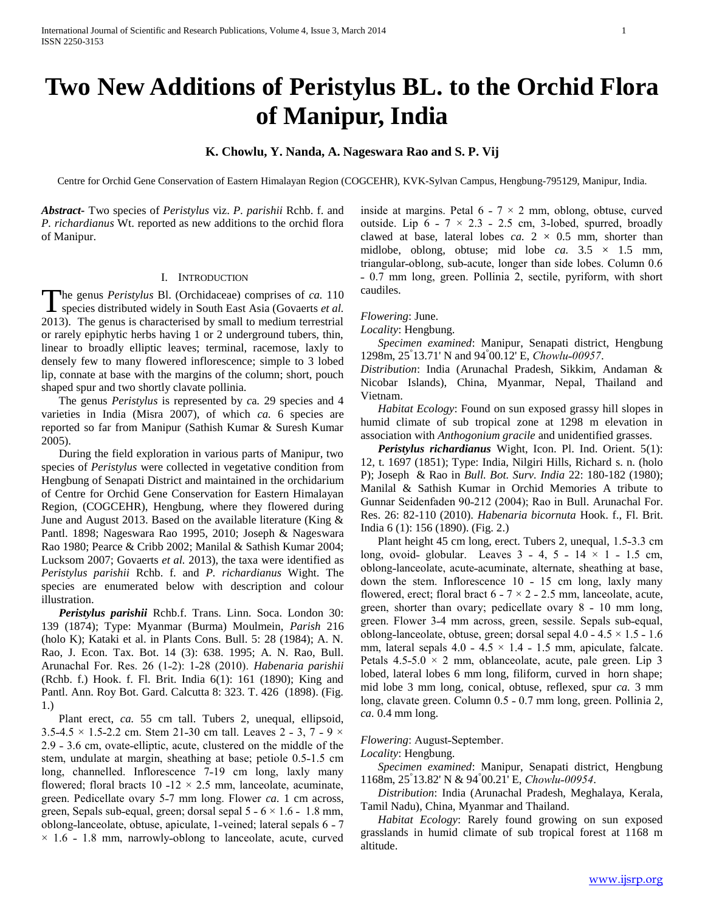# Two New Additions of Peristylus BL. to the Orchid Flora of Manipur, India

**K. Chowlu, Y. Nanda, A. Nageswara Rao and S. P. Vij**

Centre for Orchid Gene Conservation of Eastern Himalayan Region (COGCEHR), KVK-Sylvan Campus, Hengbung-795129, Manipur, India.

***Abstract-*** Two species of *Peristylus* viz. *P. parishii* Rchb. f. and *P. richardianus* Wt. reported as new additions to the orchid flora of Manipur.

## I. Introduction

The genus *Peristylus* Bl. (Orchidaceae) comprises of *ca.* 110 species distributed widely in South East Asia (Govaerts *et al.* 2013). The genus is characterised by small to medium terrestrial or rarely epiphytic herbs having 1 or 2 underground tubers, thin, linear to broadly elliptic leaves; terminal, racemose, laxly to densely few to many flowered inflorescence; simple to 3 lobed lip, connate at base with the margins of the column; short, pouch shaped spur and two shortly clavate pollinia.

The genus *Peristylus* is represented by *c*a. 29 species and 4 varieties in India (Misra 2007), of which *ca.* 6 species are reported so far from Manipur (Sathish Kumar & Suresh Kumar 2005).

During the field exploration in various parts of Manipur, two species of *Peristylus* were collected in vegetative condition from Hengbung of Senapati District and maintained in the orchidarium of Centre for Orchid Gene Conservation for Eastern Himalayan Region, (COGCEHR), Hengbung, where they flowered during June and August 2013. Based on the available literature (King & Pantl. 1898; Nageswara Rao 1995, 2010; Joseph & Nageswara Rao 1980; Pearce & Cribb 2002; Manilal & Sathish Kumar 2004; Lucksom 2007; Govaerts *et al.* 2013), the taxa were identified as *Peristylus parishii* Rchb. f. and *P. richardianus* Wight. The species are enumerated below with description and colour illustration.

***Peristylus parishii*** Rchb.f. Trans. Linn. Soca. London 30: 139 (1874); Type: Myanmar (Burma) Moulmein, *Parish* 216 (holo K); Kataki et al. in Plants Cons. Bull. 5: 28 (1984); A. N. Rao, J. Econ. Tax. Bot. 14 (3): 638. 1995; A. N. Rao, Bull. Arunachal For. Res. 26 (1-2): 1-28 (2010). *Habenaria parishii* (Rchb. f.) Hook. f. Fl. Brit. India 6(1): 161 (1890); King and Pantl. Ann. Roy Bot. Gard. Calcutta 8: 323. T. 426 (1898). (Fig. 1.)

Plant erect, *ca.* 55 cm tall. Tubers 2, unequal, ellipsoid, 3.5-4.5 × 1.5-2.2 cm. Stem 21-30 cm tall. Leaves 2 - 3, 7 - 9 × 2.9 - 3.6 cm, ovate-elliptic, acute, clustered on the middle of the stem, undulate at margin, sheathing at base; petiole 0.5-1.5 cm long, channelled. Inflorescence 7-19 cm long, laxly many flowered; floral bracts 10 -12 × 2.5 mm, lanceolate, acuminate, green. Pedicellate ovary 5-7 mm long. Flower *ca.* 1 cm across, green, Sepals sub-equal, green; dorsal sepal 5 - 6 × 1.6 - 1.8 mm, oblong-lanceolate, obtuse, apiculate, 1-veined; lateral sepals 6 - 7 × 1.6 - 1.8 mm, narrowly-oblong to lanceolate, acute, curved inside at margins. Petal 6 - 7 × 2 mm, oblong, obtuse, curved outside. Lip 6 - 7 × 2.3 - 2.5 cm, 3-lobed, spurred, broadly clawed at base, lateral lobes *ca.* 2 × 0.5 mm, shorter than midlobe, oblong, obtuse; mid lobe *ca.* 3.5 × 1.5 mm, triangular-oblong, sub-acute, longer than side lobes. Column 0.6 - 0.7 mm long, green. Pollinia 2, sectile, pyriform, with short caudiles.

*Flowering*: June.

*Locality*: Hengbung.

*Specimen examined*: Manipur, Senapati district, Hengbung 1298m, 25°13.71' N and 94°00.12' E, *Chowlu-00957*.

*Distribution*: India (Arunachal Pradesh, Sikkim, Andaman & Nicobar Islands), China, Myanmar, Nepal, Thailand and Vietnam.

*Habitat Ecology*: Found on sun exposed grassy hill slopes in humid climate of sub tropical zone at 1298 m elevation in association with *Anthogonium gracile* and unidentified grasses.

***Peristylus richardianus*** Wight, Icon. Pl. Ind. Orient. 5(1): 12, t. 1697 (1851); Type: India, Nilgiri Hills, Richard s. n. (holo P); Joseph & Rao in *Bull. Bot. Surv. India* 22: 180-182 (1980); Manilal & Sathish Kumar in Orchid Memories A tribute to Gunnar Seidenfaden 90-212 (2004); Rao in Bull. Arunachal For. Res. 26: 82-110 (2010). *Habenaria bicornuta* Hook. f., Fl. Brit. India 6 (1): 156 (1890). (Fig. 2.)

Plant height 45 cm long, erect. Tubers 2, unequal, 1.5-3.3 cm long, ovoid- globular. Leaves 3 - 4, 5 - 14 × 1 - 1.5 cm, oblong-lanceolate, acute-acuminate, alternate, sheathing at base, down the stem. Inflorescence 10 - 15 cm long, laxly many flowered, erect; floral bract 6 - 7 × 2 - 2.5 mm, lanceolate, acute, green, shorter than ovary; pedicellate ovary 8 - 10 mm long, green. Flower 3-4 mm across, green, sessile. Sepals sub-equal, oblong-lanceolate, obtuse, green; dorsal sepal 4.0 - 4.5 × 1.5 - 1.6 mm, lateral sepals 4.0 - 4.5 × 1.4 - 1.5 mm, apiculate, falcate. Petals 4.5-5.0 × 2 mm, oblanceolate, acute, pale green. Lip 3 lobed, lateral lobes 6 mm long, filiform, curved in horn shape; mid lobe 3 mm long, conical, obtuse, reflexed, spur *ca.* 3 mm long, clavate green. Column 0.5 - 0.7 mm long, green. Pollinia 2, *ca.* 0.4 mm long.

*Flowering*: August-September.

*Locality*: Hengbung.

*Specimen examined*: Manipur, Senapati district, Hengbung 1168m, 25°13.82' N & 94°00.21' E, *Chowlu-00954*.

*Distribution*: India (Arunachal Pradesh, Meghalaya, Kerala, Tamil Nadu), China, Myanmar and Thailand.

*Habitat Ecology*: Rarely found growing on sun exposed grasslands in humid climate of sub tropical forest at 1168 m altitude.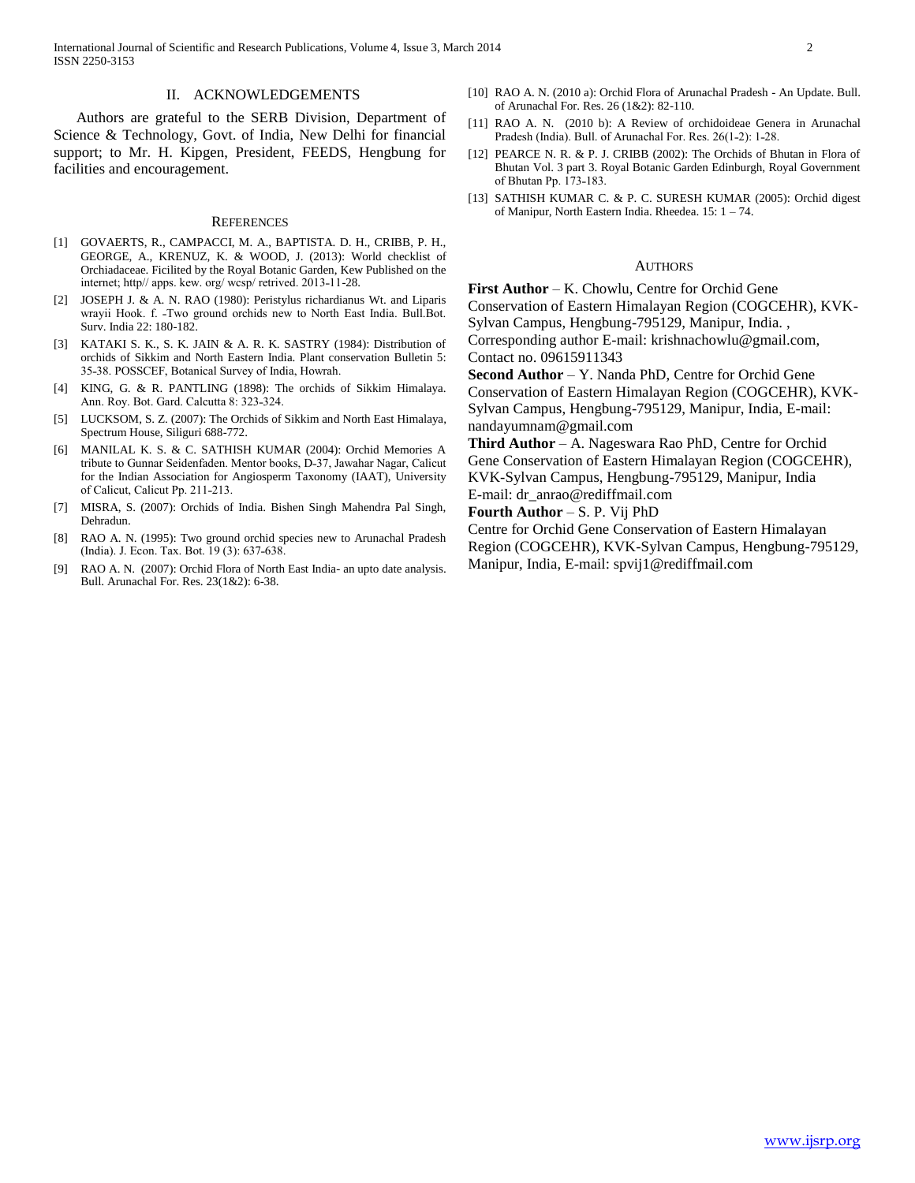## II. ACKNOWLEDGEMENTS

Authors are grateful to the SERB Division, Department of Science & Technology, Govt. of India, New Delhi for financial support; to Mr. H. Kipgen, President, FEEDS, Hengbung for facilities and encouragement.

## REFERENCES

[1] GOVAERTS, R., CAMPACCI, M. A., BAPTISTA. D. H., CRIBB, P. H., GEORGE, A., KRENUZ, K. & WOOD, J. (2013): World checklist of Orchiadaceae. Ficilited by the Royal Botanic Garden, Kew Published on the internet; http// apps. kew. org/ wcsp/ retrived. 2013-11-28.

[2] JOSEPH J. & A. N. RAO (1980): Peristylus richardianus Wt. and Liparis wrayii Hook. f. -Two ground orchids new to North East India. Bull.Bot. Surv. India 22: 180-182.

[3] KATAKI S. K., S. K. JAIN & A. R. K. SASTRY (1984): Distribution of orchids of Sikkim and North Eastern India. Plant conservation Bulletin 5: 35-38. POSSCEF, Botanical Survey of India, Howrah.

[4] KING, G. & R. PANTLING (1898): The orchids of Sikkim Himalaya. Ann. Roy. Bot. Gard. Calcutta 8: 323-324.

[5] LUCKSOM, S. Z. (2007): The Orchids of Sikkim and North East Himalaya, Spectrum House, Siliguri 688-772.

[6] MANILAL K. S. & C. SATHISH KUMAR (2004): Orchid Memories A tribute to Gunnar Seidenfaden. Mentor books, D-37, Jawahar Nagar, Calicut for the Indian Association for Angiosperm Taxonomy (IAAT), University of Calicut, Calicut Pp. 211-213.

[7] MISRA, S. (2007): Orchids of India. Bishen Singh Mahendra Pal Singh, Dehradun.

[8] RAO A. N. (1995): Two ground orchid species new to Arunachal Pradesh (India). J. Econ. Tax. Bot. 19 (3): 637-638.

[9] RAO A. N. (2007): Orchid Flora of North East India- an upto date analysis. Bull. Arunachal For. Res. 23(1&2): 6-38.

[10] RAO A. N. (2010 a): Orchid Flora of Arunachal Pradesh - An Update. Bull. of Arunachal For. Res. 26 (1&2): 82-110.

[11] RAO A. N. (2010 b): A Review of orchidoideae Genera in Arunachal Pradesh (India). Bull. of Arunachal For. Res. 26(1-2): 1-28.

[12] PEARCE N. R. & P. J. CRIBB (2002): The Orchids of Bhutan in Flora of Bhutan Vol. 3 part 3. Royal Botanic Garden Edinburgh, Royal Government of Bhutan Pp. 173-183.

[13] SATHISH KUMAR C. & P. C. SURESH KUMAR (2005): Orchid digest of Manipur, North Eastern India. Rheedea. 15: 1 – 74.

## AUTHORS

**First Author** – K. Chowlu, Centre for Orchid Gene Conservation of Eastern Himalayan Region (COGCEHR), KVK-Sylvan Campus, Hengbung-795129, Manipur, India. , Corresponding author E-mail: krishnachowlu@gmail.com, Contact no. 09615911343

**Second Author** – Y. Nanda PhD, Centre for Orchid Gene Conservation of Eastern Himalayan Region (COGCEHR), KVK-Sylvan Campus, Hengbung-795129, Manipur, India, E-mail: nandayumnam@gmail.com

**Third Author** – A. Nageswara Rao PhD, Centre for Orchid Gene Conservation of Eastern Himalayan Region (COGCEHR), KVK-Sylvan Campus, Hengbung-795129, Manipur, India E-mail: dr_anrao@rediffmail.com

**Fourth Author** – S. P. Vij PhD

Centre for Orchid Gene Conservation of Eastern Himalayan Region (COGCEHR), KVK-Sylvan Campus, Hengbung-795129, Manipur, India, E-mail: spvij1@rediffmail.com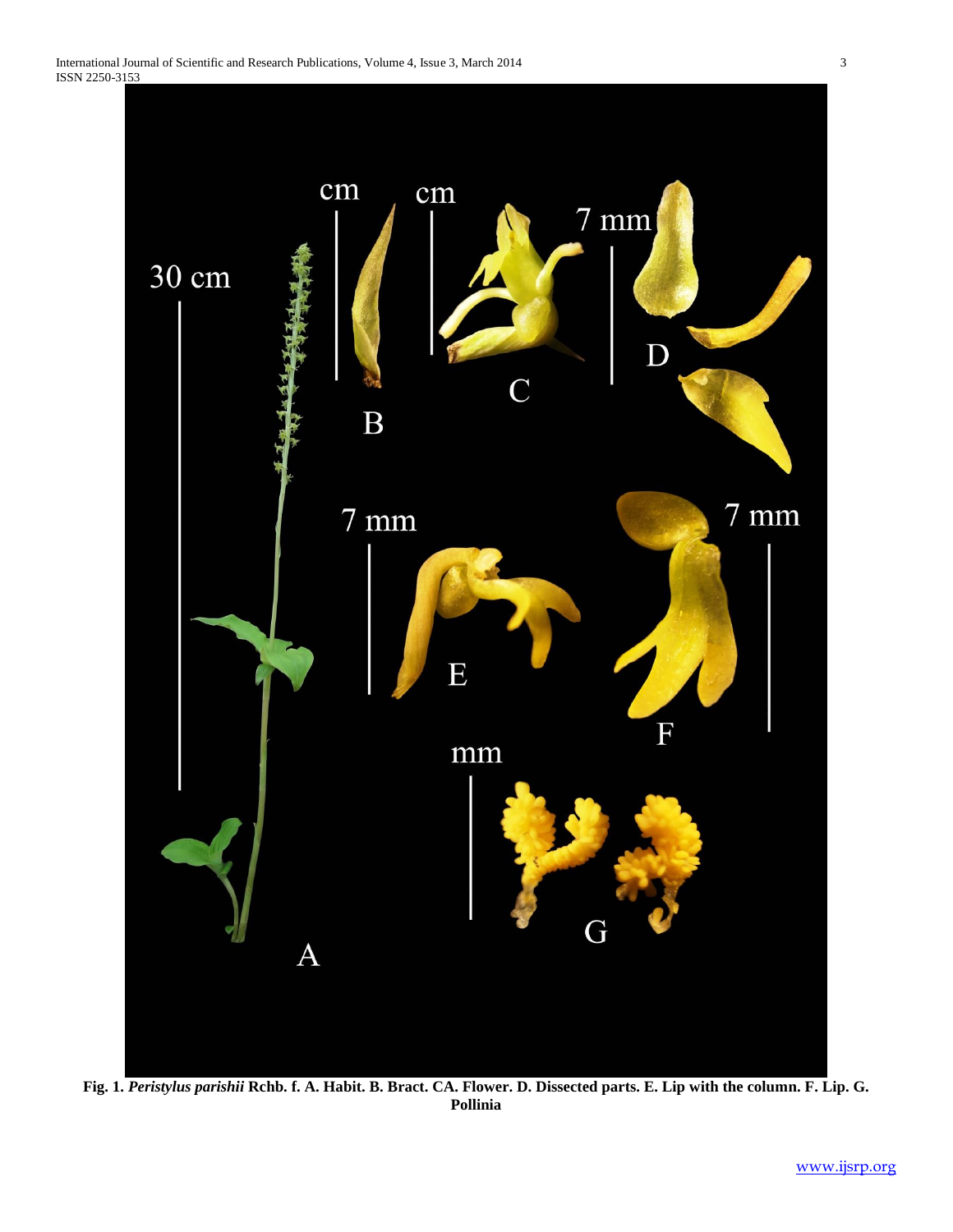**Fig. 1.** ***Peristylus parishii*** **Rchb. f. A. Habit. B. Bract. CA. Flower. D. Dissected parts. E. Lip with the column. F. Lip. G. Pollinia**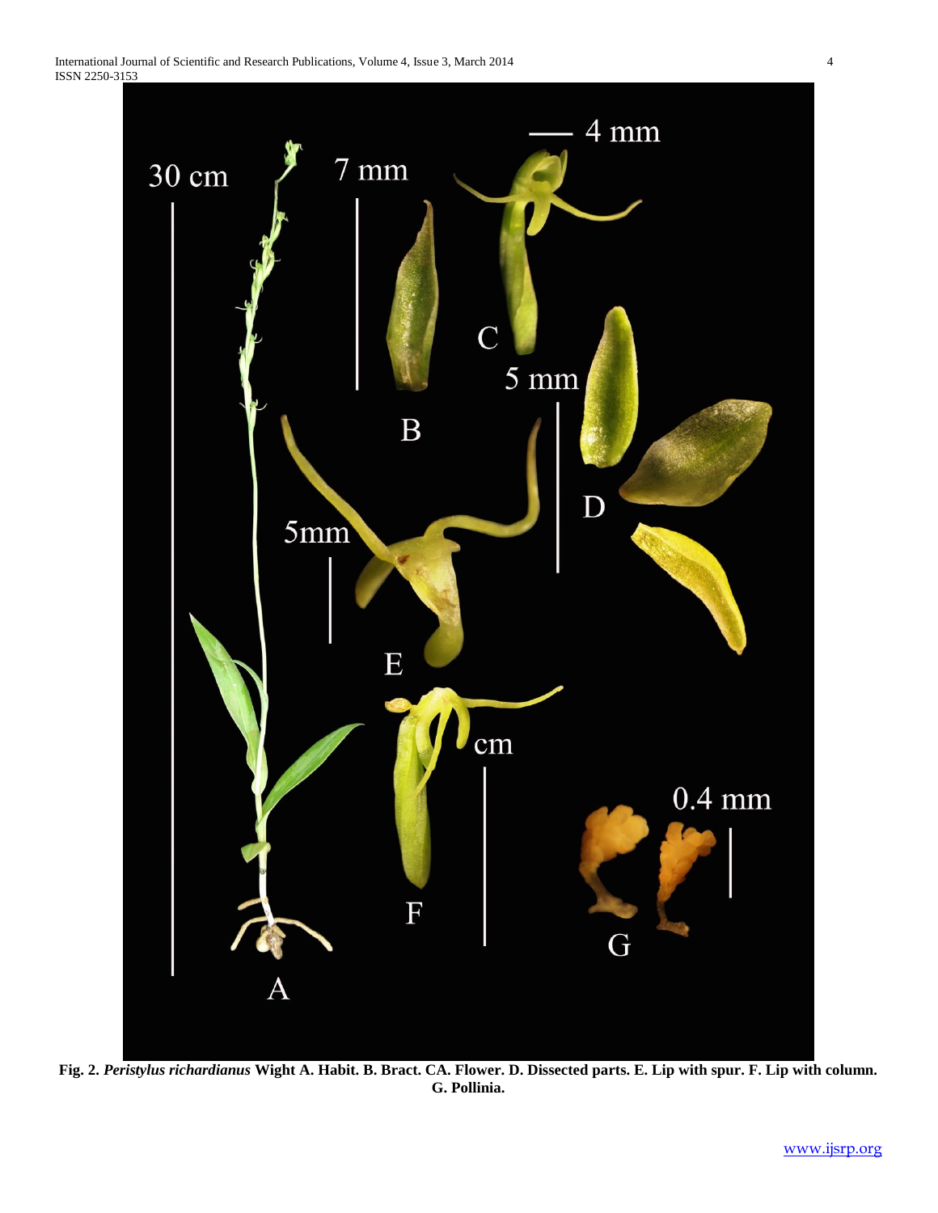30 cm

7 mm

4 mm

5 mm

5mm

cm

0.4 mm

A

B

C

D

E

F

G

**Fig. 2.** ***Peristylus richardianus*** **Wight A. Habit. B. Bract. CA. Flower. D. Dissected parts. E. Lip with spur. F. Lip with column. G. Pollinia.**